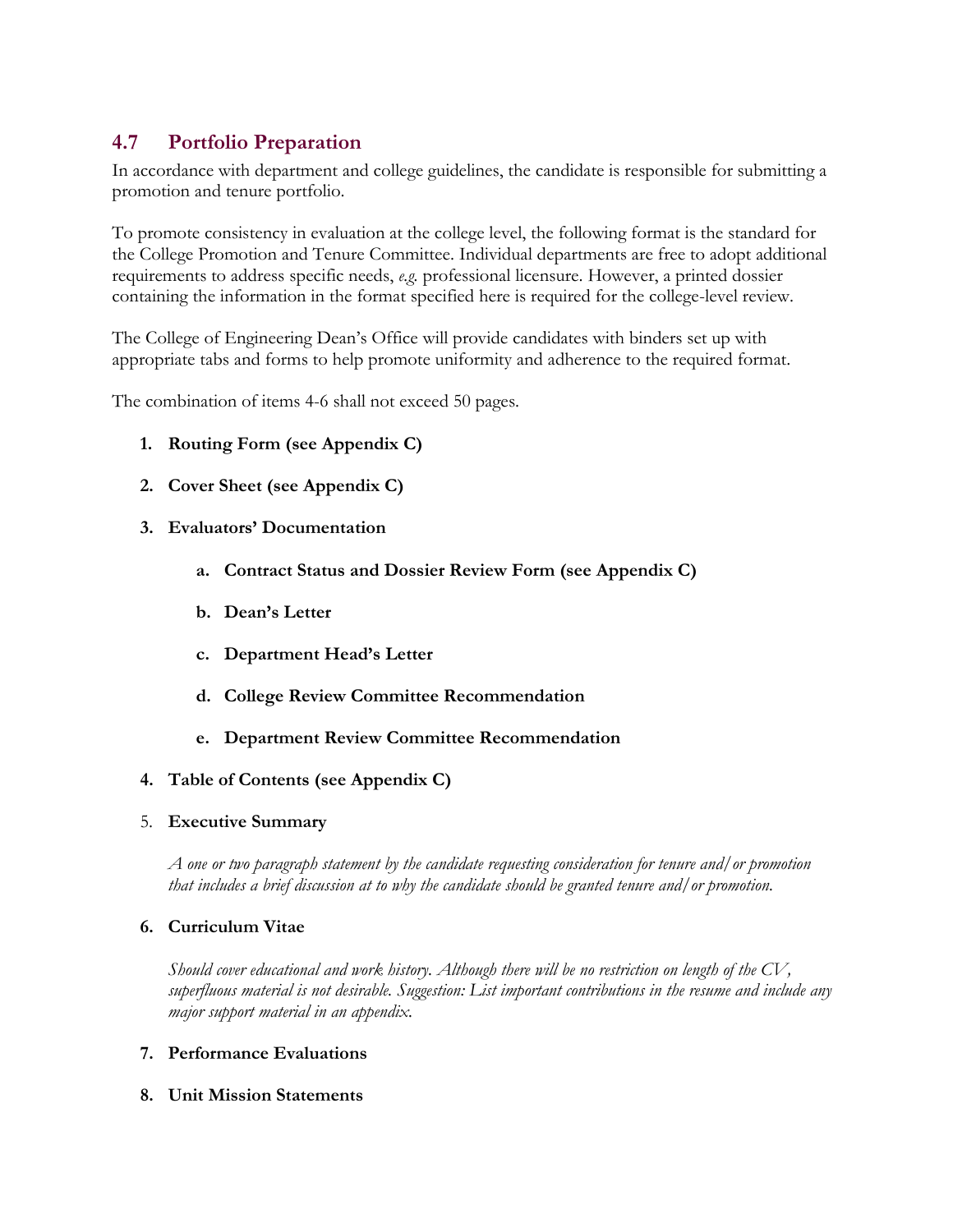## 4.7 Portfolio Preparation

In accordance with department and college guidelines, the candidate is responsible for submitting a promotion and tenure portfolio.

To promote consistency in evaluation at the college level, the following format is the standard for the College Promotion and Tenure Committee. Individual departments are free to adopt additional requirements to address specific needs, *e.g.* professional licensure. However, a printed dossier containing the information in the format specified here is required for the college-level review.

The College of Engineering Dean's Office will provide candidates with binders set up with appropriate tabs and forms to help promote uniformity and adherence to the required format.

The combination of items 4-6 shall not exceed 50 pages.

1. **Routing Form (see Appendix C)**

2. **Cover Sheet (see Appendix C)**

3. **Evaluators' Documentation**

   a. **Contract Status and Dossier Review Form (see Appendix C)**

   b. **Dean's Letter**

   c. **Department Head's Letter**

   d. **College Review Committee Recommendation**

   e. **Department Review Committee Recommendation**

4. **Table of Contents (see Appendix C)**

5. **Executive Summary**

   *A one or two paragraph statement by the candidate requesting consideration for tenure and/or promotion that includes a brief discussion at to why the candidate should be granted tenure and/or promotion.*

6. **Curriculum Vitae**

   *Should cover educational and work history. Although there will be no restriction on length of the CV, superfluous material is not desirable. Suggestion: List important contributions in the resume and include any major support material in an appendix.*

7. **Performance Evaluations**

8. **Unit Mission Statements**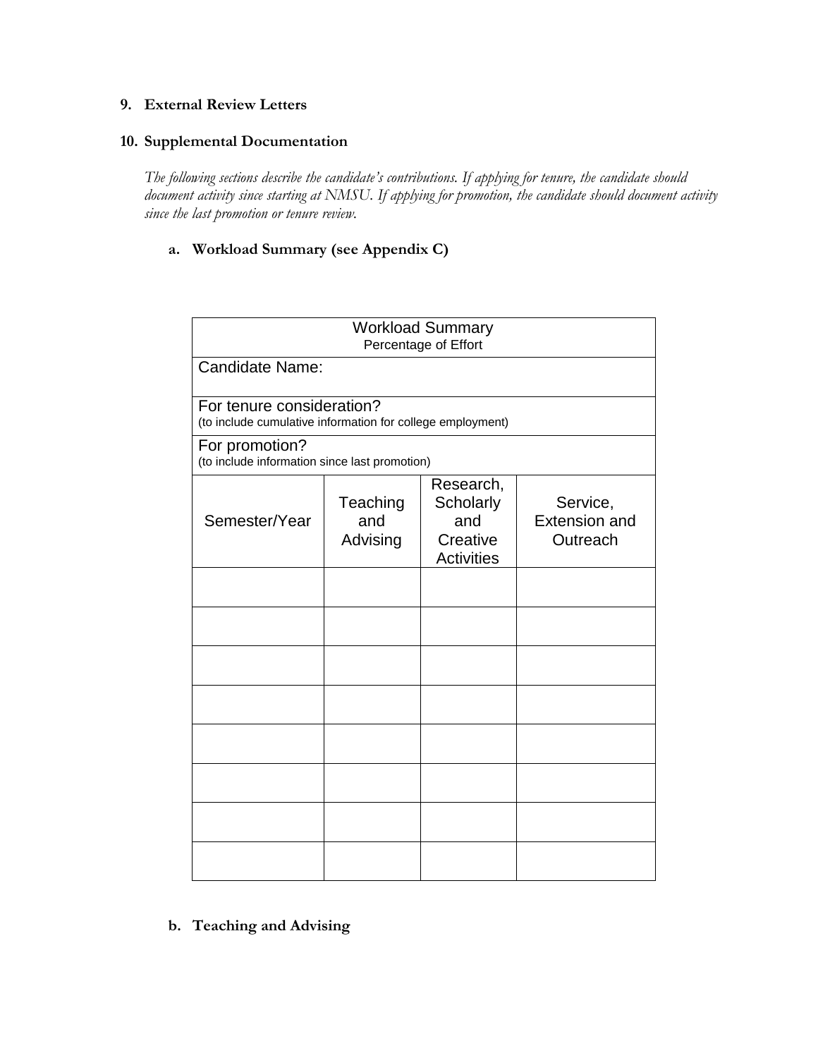**9. External Review Letters**

**10. Supplemental Documentation**

*The following sections describe the candidate's contributions. If applying for tenure, the candidate should document activity since starting at NMSU. If applying for promotion, the candidate should document activity since the last promotion or tenure review.*

**a. Workload Summary (see Appendix C)**

| Workload Summary<br>Percentage of Effort | | | |
|---|---|---|---|
| Candidate Name: | | | |
| For tenure consideration?<br>(to include cumulative information for college employment) | | | |
| For promotion?<br>(to include information since last promotion) | | | |
| Semester/Year | Teaching and Advising | Research, Scholarly and Creative Activities | Service, Extension and Outreach |
| | | | |
| | | | |
| | | | |
| | | | |
| | | | |
| | | | |
| | | | |
| | | | |

**b. Teaching and Advising**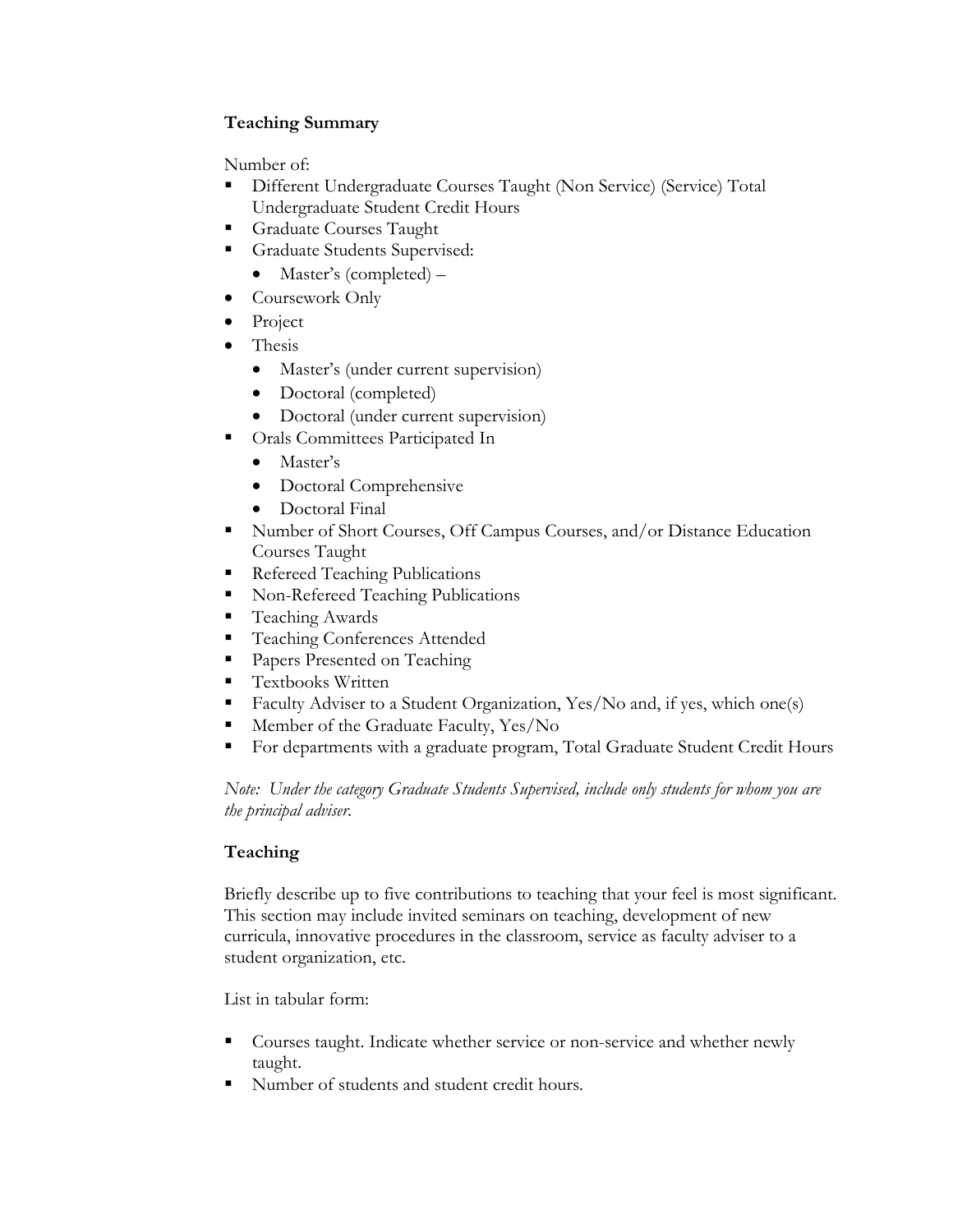**Teaching Summary**

Number of:

- Different Undergraduate Courses Taught (Non Service) (Service) Total Undergraduate Student Credit Hours
- Graduate Courses Taught
- Graduate Students Supervised:
    - Master's (completed) –
- Coursework Only
- Project
- Thesis
    - Master's (under current supervision)
    - Doctoral (completed)
    - Doctoral (under current supervision)
- Orals Committees Participated In
    - Master's
    - Doctoral Comprehensive
    - Doctoral Final
- Number of Short Courses, Off Campus Courses, and/or Distance Education Courses Taught
- Refereed Teaching Publications
- Non-Refereed Teaching Publications
- Teaching Awards
- Teaching Conferences Attended
- Papers Presented on Teaching
- Textbooks Written
- Faculty Adviser to a Student Organization, Yes/No and, if yes, which one(s)
- Member of the Graduate Faculty, Yes/No
- For departments with a graduate program, Total Graduate Student Credit Hours

*Note: Under the category Graduate Students Supervised, include only students for whom you are the principal adviser.*

**Teaching**

Briefly describe up to five contributions to teaching that your feel is most significant. This section may include invited seminars on teaching, development of new curricula, innovative procedures in the classroom, service as faculty adviser to a student organization, etc.

List in tabular form:

- Courses taught. Indicate whether service or non-service and whether newly taught.
- Number of students and student credit hours.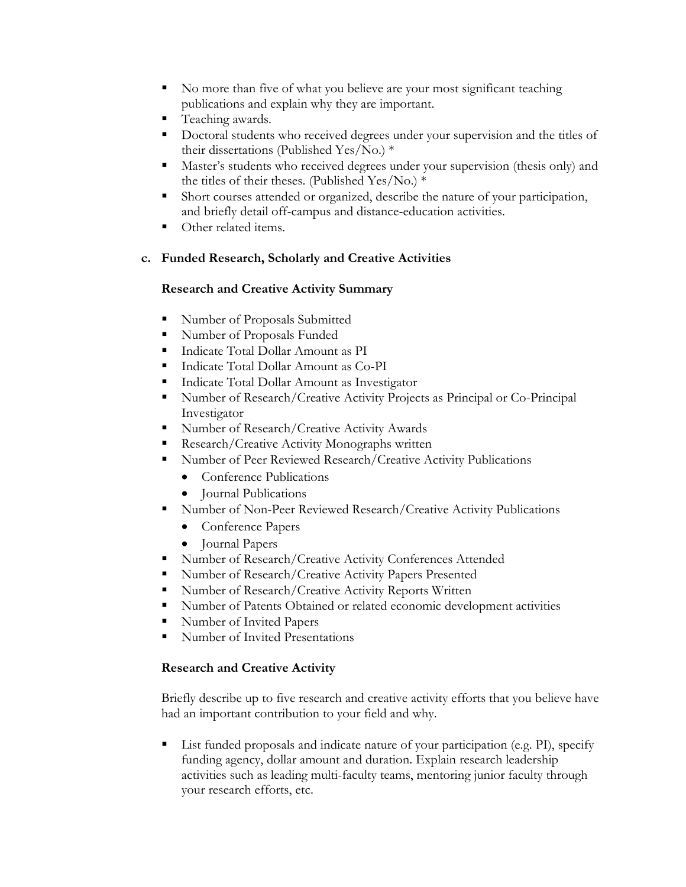- No more than five of what you believe are your most significant teaching publications and explain why they are important.
- Teaching awards.
- Doctoral students who received degrees under your supervision and the titles of their dissertations (Published Yes/No.) *
- Master's students who received degrees under your supervision (thesis only) and the titles of their theses. (Published Yes/No.) *
- Short courses attended or organized, describe the nature of your participation, and briefly detail off-campus and distance-education activities.
- Other related items.

**c. Funded Research, Scholarly and Creative Activities**

**Research and Creative Activity Summary**

- Number of Proposals Submitted
- Number of Proposals Funded
- Indicate Total Dollar Amount as PI
- Indicate Total Dollar Amount as Co-PI
- Indicate Total Dollar Amount as Investigator
- Number of Research/Creative Activity Projects as Principal or Co-Principal Investigator
- Number of Research/Creative Activity Awards
- Research/Creative Activity Monographs written
- Number of Peer Reviewed Research/Creative Activity Publications
  - Conference Publications
  - Journal Publications
- Number of Non-Peer Reviewed Research/Creative Activity Publications
  - Conference Papers
  - Journal Papers
- Number of Research/Creative Activity Conferences Attended
- Number of Research/Creative Activity Papers Presented
- Number of Research/Creative Activity Reports Written
- Number of Patents Obtained or related economic development activities
- Number of Invited Papers
- Number of Invited Presentations

**Research and Creative Activity**

Briefly describe up to five research and creative activity efforts that you believe have had an important contribution to your field and why.

- List funded proposals and indicate nature of your participation (e.g. PI), specify funding agency, dollar amount and duration. Explain research leadership activities such as leading multi-faculty teams, mentoring junior faculty through your research efforts, etc.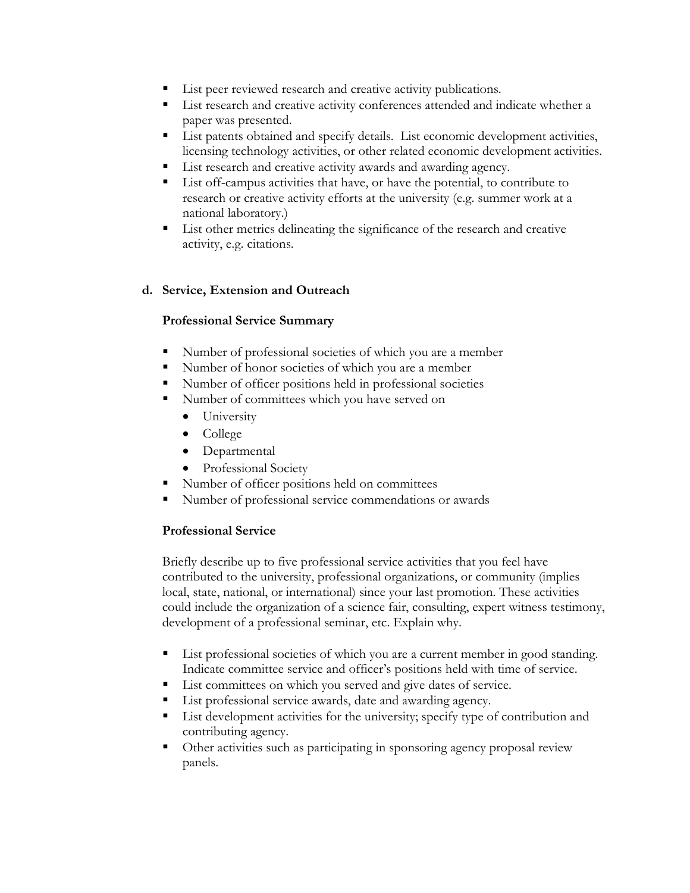- List peer reviewed research and creative activity publications.
- List research and creative activity conferences attended and indicate whether a paper was presented.
- List patents obtained and specify details. List economic development activities, licensing technology activities, or other related economic development activities.
- List research and creative activity awards and awarding agency.
- List off-campus activities that have, or have the potential, to contribute to research or creative activity efforts at the university (e.g. summer work at a national laboratory.)
- List other metrics delineating the significance of the research and creative activity, e.g. citations.

**d. Service, Extension and Outreach**

**Professional Service Summary**

- Number of professional societies of which you are a member
- Number of honor societies of which you are a member
- Number of officer positions held in professional societies
- Number of committees which you have served on
  - University
  - College
  - Departmental
  - Professional Society
- Number of officer positions held on committees
- Number of professional service commendations or awards

**Professional Service**

Briefly describe up to five professional service activities that you feel have contributed to the university, professional organizations, or community (implies local, state, national, or international) since your last promotion. These activities could include the organization of a science fair, consulting, expert witness testimony, development of a professional seminar, etc. Explain why.

- List professional societies of which you are a current member in good standing. Indicate committee service and officer's positions held with time of service.
- List committees on which you served and give dates of service.
- List professional service awards, date and awarding agency.
- List development activities for the university; specify type of contribution and contributing agency.
- Other activities such as participating in sponsoring agency proposal review panels.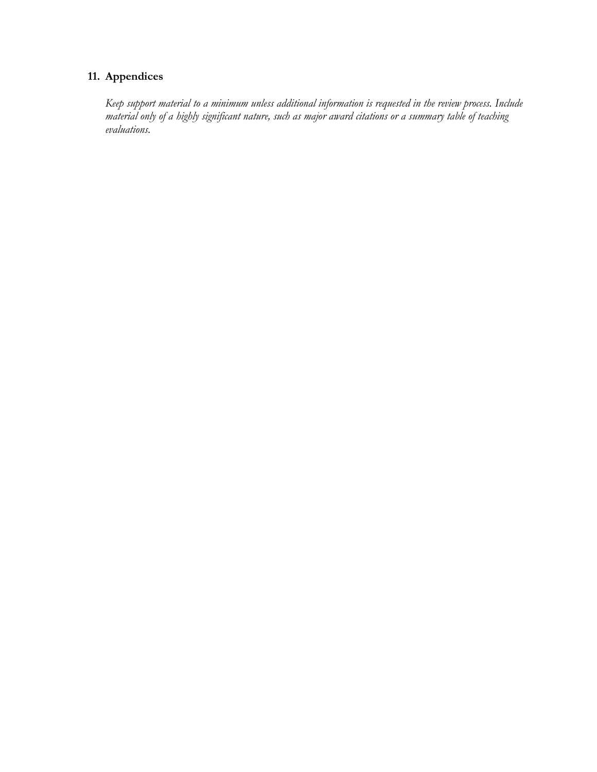## 11. Appendices

*Keep support material to a minimum unless additional information is requested in the review process. Include material only of a highly significant nature, such as major award citations or a summary table of teaching evaluations.*